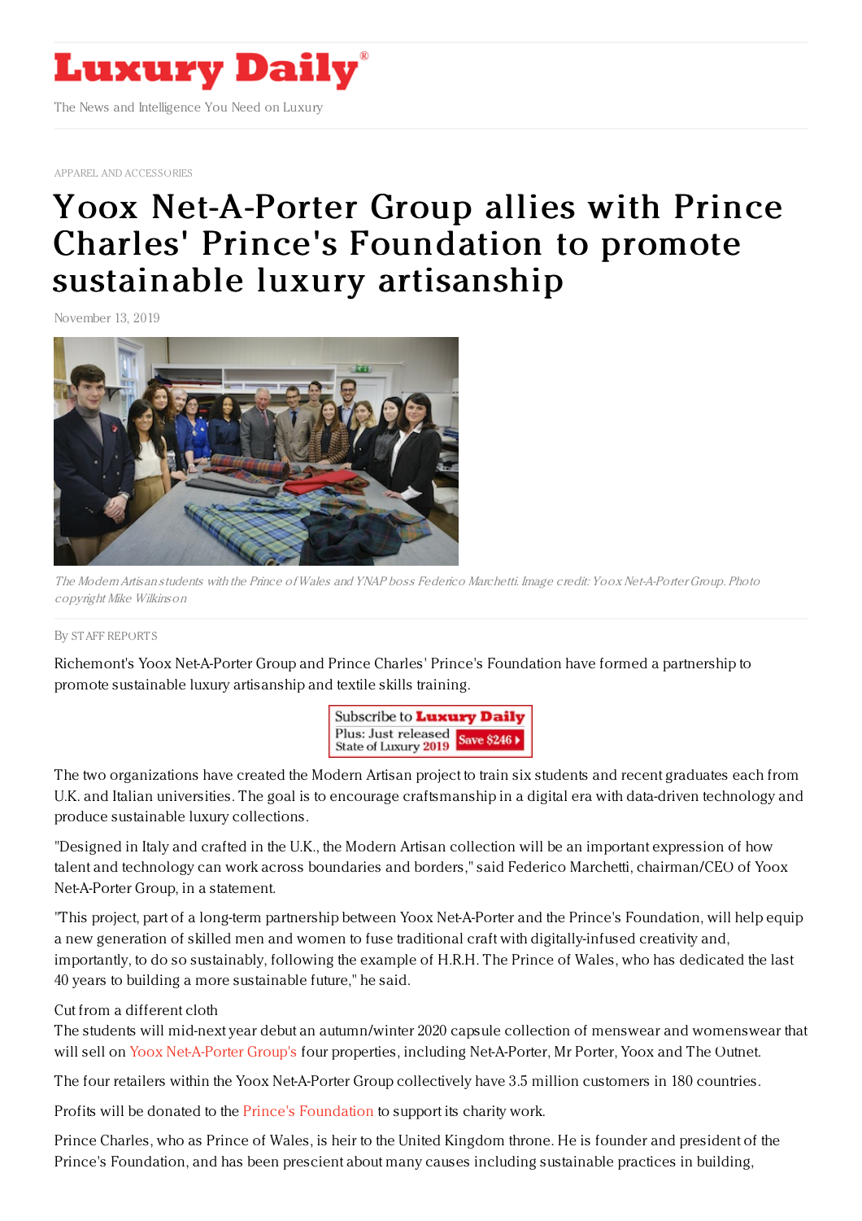# Luxury Daily

The News and Intelligence You Need on Luxury

APPAREL AND ACCESSORIES

# Yoox Net-A-Porter Group allies with Prince Charles' Prince's Foundation to promote sustainable luxury artisanship

November 13, 2019

*The Modern Artisan students with the Prince of Wales and YNAP boss Federico Marchetti. Image credit: Yoox Net-A-Porter Group. Photo copyright Mike Wilkinson*

By STAFF REPORTS

Richemont's Yoox Net-A-Porter Group and Prince Charles' Prince's Foundation have formed a partnership to promote sustainable luxury artisanship and textile skills training.

The two organizations have created the Modern Artisan project to train six students and recent graduates each from U.K. and Italian universities. The goal is to encourage craftsmanship in a digital era with data-driven technology and produce sustainable luxury collections.

"Designed in Italy and crafted in the U.K., the Modern Artisan collection will be an important expression of how talent and technology can work across boundaries and borders," said Federico Marchetti, chairman/CEO of Yoox Net-A-Porter Group, in a statement.

"This project, part of a long-term partnership between Yoox Net-A-Porter and the Prince's Foundation, will help equip a new generation of skilled men and women to fuse traditional craft with digitally-infused creativity and, importantly, to do so sustainably, following the example of H.R.H. The Prince of Wales, who has dedicated the last 40 years to building a more sustainable future," he said.

Cut from a different cloth

The students will mid-next year debut an autumn/winter 2020 capsule collection of menswear and womenswear that will sell on Yoox Net-A-Porter Group's four properties, including Net-A-Porter, Mr Porter, Yoox and The Outnet.

The four retailers within the Yoox Net-A-Porter Group collectively have 3.5 million customers in 180 countries.

Profits will be donated to the Prince's Foundation to support its charity work.

Prince Charles, who as Prince of Wales, is heir to the United Kingdom throne. He is founder and president of the Prince's Foundation, and has been prescient about many causes including sustainable practices in building,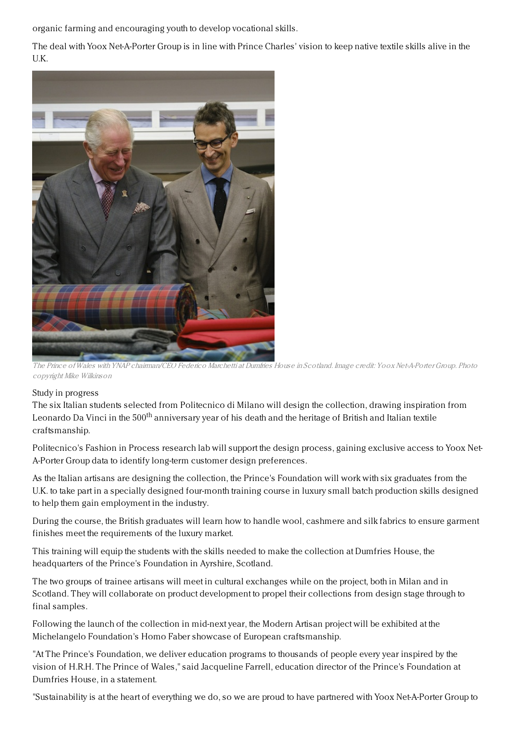organic farming and encouraging youth to develop vocational skills.

The deal with Yoox Net-A-Porter Group is in line with Prince Charles' vision to keep native textile skills alive in the U.K.

*The Prince of Wales with YNAP chairman/CEO Federico Marchetti at Dumfries House in Scotland. Image credit: Yoox Net-A-Porter Group. Photo copyright Mike Wilkinson*

Study in progress

The six Italian students selected from Politecnico di Milano will design the collection, drawing inspiration from Leonardo Da Vinci in the 500th anniversary year of his death and the heritage of British and Italian textile craftsmanship.

Politecnico's Fashion in Process research lab will support the design process, gaining exclusive access to Yoox Net-A-Porter Group data to identify long-term customer design preferences.

As the Italian artisans are designing the collection, the Prince's Foundation will work with six graduates from the U.K. to take part in a specially designed four-month training course in luxury small batch production skills designed to help them gain employment in the industry.

During the course, the British graduates will learn how to handle wool, cashmere and silk fabrics to ensure garment finishes meet the requirements of the luxury market.

This training will equip the students with the skills needed to make the collection at Dumfries House, the headquarters of the Prince's Foundation in Ayrshire, Scotland.

The two groups of trainee artisans will meet in cultural exchanges while on the project, both in Milan and in Scotland. They will collaborate on product development to propel their collections from design stage through to final samples.

Following the launch of the collection in mid-next year, the Modern Artisan project will be exhibited at the Michelangelo Foundation's Homo Faber showcase of European craftsmanship.

"At The Prince's Foundation, we deliver education programs to thousands of people every year inspired by the vision of H.R.H. The Prince of Wales," said Jacqueline Farrell, education director of the Prince's Foundation at Dumfries House, in a statement.

"Sustainability is at the heart of everything we do, so we are proud to have partnered with Yoox Net-A-Porter Group to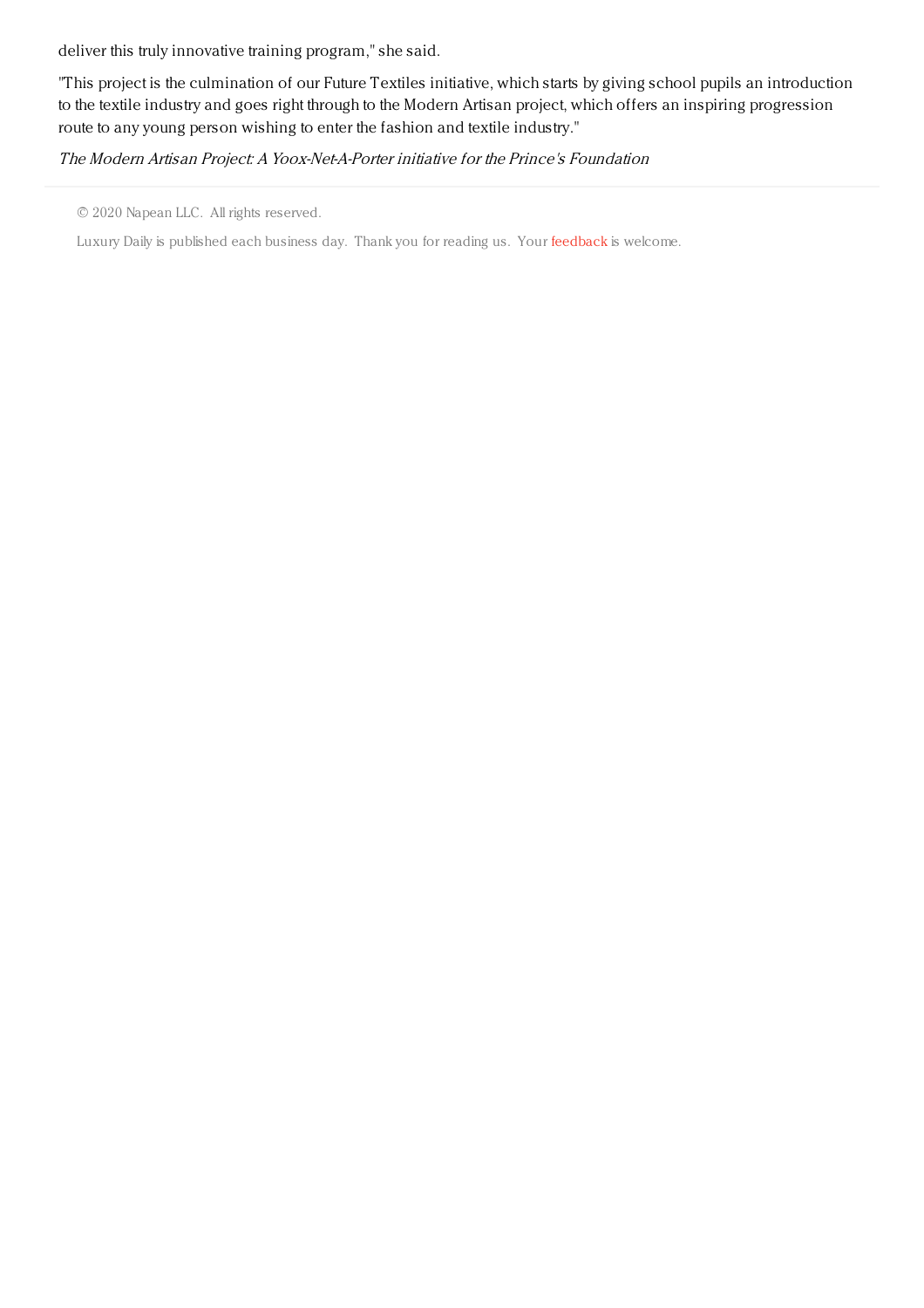deliver this truly innovative training program," she said.

"This project is the culmination of our Future Textiles initiative, which starts by giving school pupils an introduction to the textile industry and goes right through to the Modern Artisan project, which offers an inspiring progression route to any young person wishing to enter the fashion and textile industry."

*The Modern Artisan Project: A Yoox-Net-A-Porter initiative for the Prince's Foundation*

---

© 2020 Napean LLC. All rights reserved.

Luxury Daily is published each business day. Thank you for reading us. Your feedback is welcome.